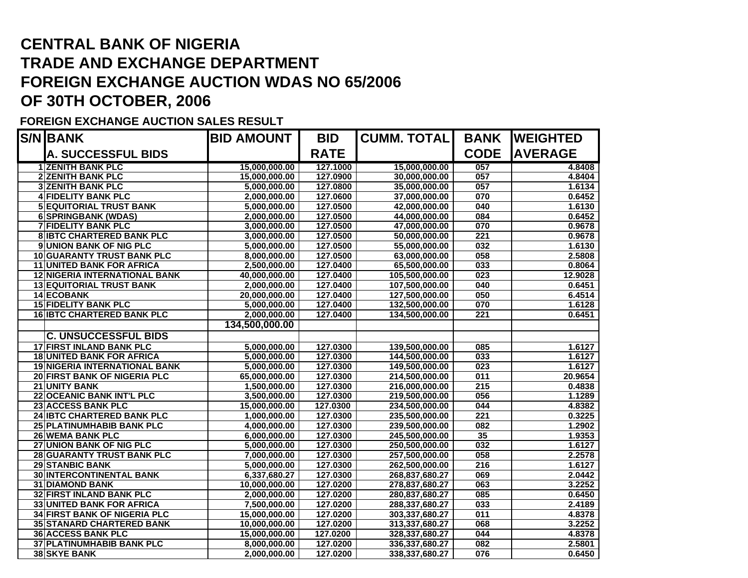# CENTRAL BANK OF NIGERIA
# TRADE AND EXCHANGE DEPARTMENT
# FOREIGN EXCHANGE AUCTION WDAS NO 65/2006
# OF 30TH OCTOBER, 2006

**FOREIGN EXCHANGE AUCTION SALES RESULT**

| S/N | BANK | BID AMOUNT | BID RATE | CUMM. TOTAL | BANK CODE | WEIGHTED AVERAGE |
|---|---|---|---|---|---|---|
| | **A. SUCCESSFUL BIDS** | | | | | |
| 1 | ZENITH BANK PLC | 15,000,000.00 | 127.1000 | 15,000,000.00 | 057 | 4.8408 |
| 2 | ZENITH BANK PLC | 15,000,000.00 | 127.0900 | 30,000,000.00 | 057 | 4.8404 |
| 3 | ZENITH BANK PLC | 5,000,000.00 | 127.0800 | 35,000,000.00 | 057 | 1.6134 |
| 4 | FIDELITY BANK PLC | 2,000,000.00 | 127.0600 | 37,000,000.00 | 070 | 0.6452 |
| 5 | EQUITORIAL TRUST BANK | 5,000,000.00 | 127.0500 | 42,000,000.00 | 040 | 1.6130 |
| 6 | SPRINGBANK (WDAS) | 2,000,000.00 | 127.0500 | 44,000,000.00 | 084 | 0.6452 |
| 7 | FIDELITY BANK PLC | 3,000,000.00 | 127.0500 | 47,000,000.00 | 070 | 0.9678 |
| 8 | IBTC CHARTERED BANK PLC | 3,000,000.00 | 127.0500 | 50,000,000.00 | 221 | 0.9678 |
| 9 | UNION BANK OF NIG PLC | 5,000,000.00 | 127.0500 | 55,000,000.00 | 032 | 1.6130 |
| 10 | GUARANTY TRUST BANK PLC | 8,000,000.00 | 127.0500 | 63,000,000.00 | 058 | 2.5808 |
| 11 | UNITED BANK FOR AFRICA | 2,500,000.00 | 127.0400 | 65,500,000.00 | 033 | 0.8064 |
| 12 | NIGERIA INTERNATIONAL BANK | 40,000,000.00 | 127.0400 | 105,500,000.00 | 023 | 12.9028 |
| 13 | EQUITORIAL TRUST BANK | 2,000,000.00 | 127.0400 | 107,500,000.00 | 040 | 0.6451 |
| 14 | ECOBANK | 20,000,000.00 | 127.0400 | 127,500,000.00 | 050 | 6.4514 |
| 15 | FIDELITY BANK PLC | 5,000,000.00 | 127.0400 | 132,500,000.00 | 070 | 1.6128 |
| 16 | IBTC CHARTERED BANK PLC | 2,000,000.00 | 127.0400 | 134,500,000.00 | 221 | 0.6451 |
| | | **134,500,000.00** | | | | |
| | **C. UNSUCCESSFUL BIDS** | | | | | |
| 17 | FIRST INLAND BANK PLC | 5,000,000.00 | 127.0300 | 139,500,000.00 | 085 | 1.6127 |
| 18 | UNITED BANK FOR AFRICA | 5,000,000.00 | 127.0300 | 144,500,000.00 | 033 | 1.6127 |
| 19 | NIGERIA INTERNATIONAL BANK | 5,000,000.00 | 127.0300 | 149,500,000.00 | 023 | 1.6127 |
| 20 | FIRST BANK OF NIGERIA PLC | 65,000,000.00 | 127.0300 | 214,500,000.00 | 011 | 20.9654 |
| 21 | UNITY BANK | 1,500,000.00 | 127.0300 | 216,000,000.00 | 215 | 0.4838 |
| 22 | OCEANIC BANK INT'L PLC | 3,500,000.00 | 127.0300 | 219,500,000.00 | 056 | 1.1289 |
| 23 | ACCESS BANK PLC | 15,000,000.00 | 127.0300 | 234,500,000.00 | 044 | 4.8382 |
| 24 | IBTC CHARTERED BANK PLC | 1,000,000.00 | 127.0300 | 235,500,000.00 | 221 | 0.3225 |
| 25 | PLATINUMHABIB BANK PLC | 4,000,000.00 | 127.0300 | 239,500,000.00 | 082 | 1.2902 |
| 26 | WEMA BANK PLC | 6,000,000.00 | 127.0300 | 245,500,000.00 | 35 | 1.9353 |
| 27 | UNION BANK OF NIG PLC | 5,000,000.00 | 127.0300 | 250,500,000.00 | 032 | 1.6127 |
| 28 | GUARANTY TRUST BANK PLC | 7,000,000.00 | 127.0300 | 257,500,000.00 | 058 | 2.2578 |
| 29 | STANBIC BANK | 5,000,000.00 | 127.0300 | 262,500,000.00 | 216 | 1.6127 |
| 30 | INTERCONTINENTAL BANK | 6,337,680.27 | 127.0300 | 268,837,680.27 | 069 | 2.0442 |
| 31 | DIAMOND BANK | 10,000,000.00 | 127.0200 | 278,837,680.27 | 063 | 3.2252 |
| 32 | FIRST INLAND BANK PLC | 2,000,000.00 | 127.0200 | 280,837,680.27 | 085 | 0.6450 |
| 33 | UNITED BANK FOR AFRICA | 7,500,000.00 | 127.0200 | 288,337,680.27 | 033 | 2.4189 |
| 34 | FIRST BANK OF NIGERIA PLC | 15,000,000.00 | 127.0200 | 303,337,680.27 | 011 | 4.8378 |
| 35 | STANARD CHARTERED BANK | 10,000,000.00 | 127.0200 | 313,337,680.27 | 068 | 3.2252 |
| 36 | ACCESS BANK PLC | 15,000,000.00 | 127.0200 | 328,337,680.27 | 044 | 4.8378 |
| 37 | PLATINUMHABIB BANK PLC | 8,000,000.00 | 127.0200 | 336,337,680.27 | 082 | 2.5801 |
| 38 | SKYE BANK | 2,000,000.00 | 127.0200 | 338,337,680.27 | 076 | 0.6450 |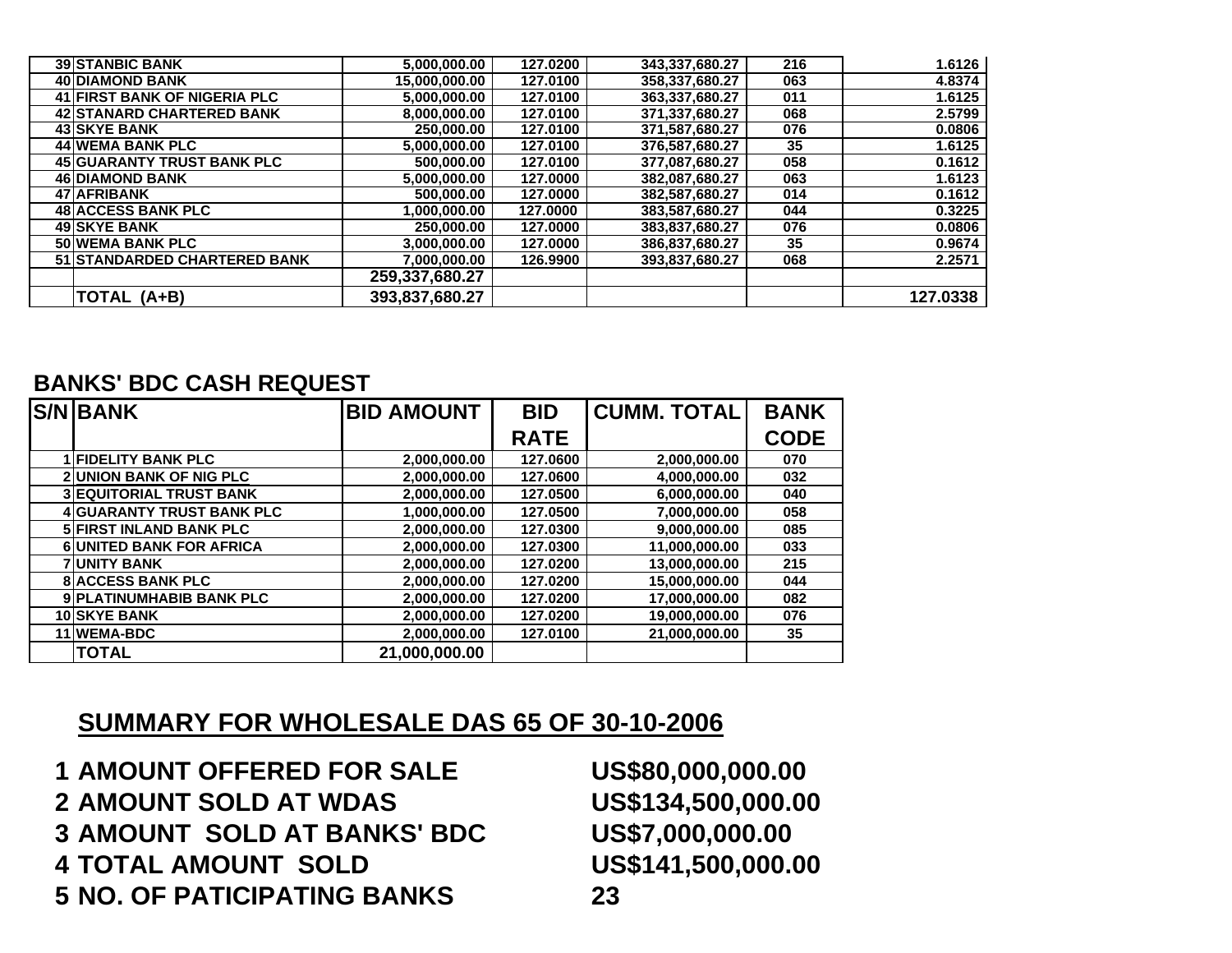| | | | | | | |
|---|---|---|---|---|---|---|
| 39 | STANBIC BANK | 5,000,000.00 | 127.0200 | 343,337,680.27 | 216 | 1.6126 |
| 40 | DIAMOND BANK | 15,000,000.00 | 127.0100 | 358,337,680.27 | 063 | 4.8374 |
| 41 | FIRST BANK OF NIGERIA PLC | 5,000,000.00 | 127.0100 | 363,337,680.27 | 011 | 1.6125 |
| 42 | STANARD CHARTERED BANK | 8,000,000.00 | 127.0100 | 371,337,680.27 | 068 | 2.5799 |
| 43 | SKYE BANK | 250,000.00 | 127.0100 | 371,587,680.27 | 076 | 0.0806 |
| 44 | WEMA BANK PLC | 5,000,000.00 | 127.0100 | 376,587,680.27 | 35 | 1.6125 |
| 45 | GUARANTY TRUST BANK PLC | 500,000.00 | 127.0100 | 377,087,680.27 | 058 | 0.1612 |
| 46 | DIAMOND BANK | 5,000,000.00 | 127.0000 | 382,087,680.27 | 063 | 1.6123 |
| 47 | AFRIBANK | 500,000.00 | 127.0000 | 382,587,680.27 | 014 | 0.1612 |
| 48 | ACCESS BANK PLC | 1,000,000.00 | 127.0000 | 383,587,680.27 | 044 | 0.3225 |
| 49 | SKYE BANK | 250,000.00 | 127.0000 | 383,837,680.27 | 076 | 0.0806 |
| 50 | WEMA BANK PLC | 3,000,000.00 | 127.0000 | 386,837,680.27 | 35 | 0.9674 |
| 51 | STANDARDED CHARTERED BANK | 7,000,000.00 | 126.9900 | 393,837,680.27 | 068 | 2.2571 |
| | | 259,337,680.27 | | | | |
| | TOTAL (A+B) | 393,837,680.27 | | | | 127.0338 |

## BANKS' BDC CASH REQUEST

| S/N | BANK | BID AMOUNT | BID RATE | CUMM. TOTAL | BANK CODE |
|---|---|---|---|---|---|
| 1 | FIDELITY BANK PLC | 2,000,000.00 | 127.0600 | 2,000,000.00 | 070 |
| 2 | UNION BANK OF NIG PLC | 2,000,000.00 | 127.0600 | 4,000,000.00 | 032 |
| 3 | EQUITORIAL TRUST BANK | 2,000,000.00 | 127.0500 | 6,000,000.00 | 040 |
| 4 | GUARANTY TRUST BANK PLC | 1,000,000.00 | 127.0500 | 7,000,000.00 | 058 |
| 5 | FIRST INLAND BANK PLC | 2,000,000.00 | 127.0300 | 9,000,000.00 | 085 |
| 6 | UNITED BANK FOR AFRICA | 2,000,000.00 | 127.0300 | 11,000,000.00 | 033 |
| 7 | UNITY BANK | 2,000,000.00 | 127.0200 | 13,000,000.00 | 215 |
| 8 | ACCESS BANK PLC | 2,000,000.00 | 127.0200 | 15,000,000.00 | 044 |
| 9 | PLATINUMHABIB BANK PLC | 2,000,000.00 | 127.0200 | 17,000,000.00 | 082 |
| 10 | SKYE BANK | 2,000,000.00 | 127.0200 | 19,000,000.00 | 076 |
| 11 | WEMA-BDC | 2,000,000.00 | 127.0100 | 21,000,000.00 | 35 |
| | TOTAL | 21,000,000.00 | | | |

## SUMMARY FOR WHOLESALE DAS 65 OF 30-10-2006

| | | |
|---|---|---|
| 1 | AMOUNT OFFERED FOR SALE | US$80,000,000.00 |
| 2 | AMOUNT SOLD AT WDAS | US$134,500,000.00 |
| 3 | AMOUNT SOLD AT BANKS' BDC | US$7,000,000.00 |
| 4 | TOTAL AMOUNT SOLD | US$141,500,000.00 |
| 5 | NO. OF PATICIPATING BANKS | 23 |